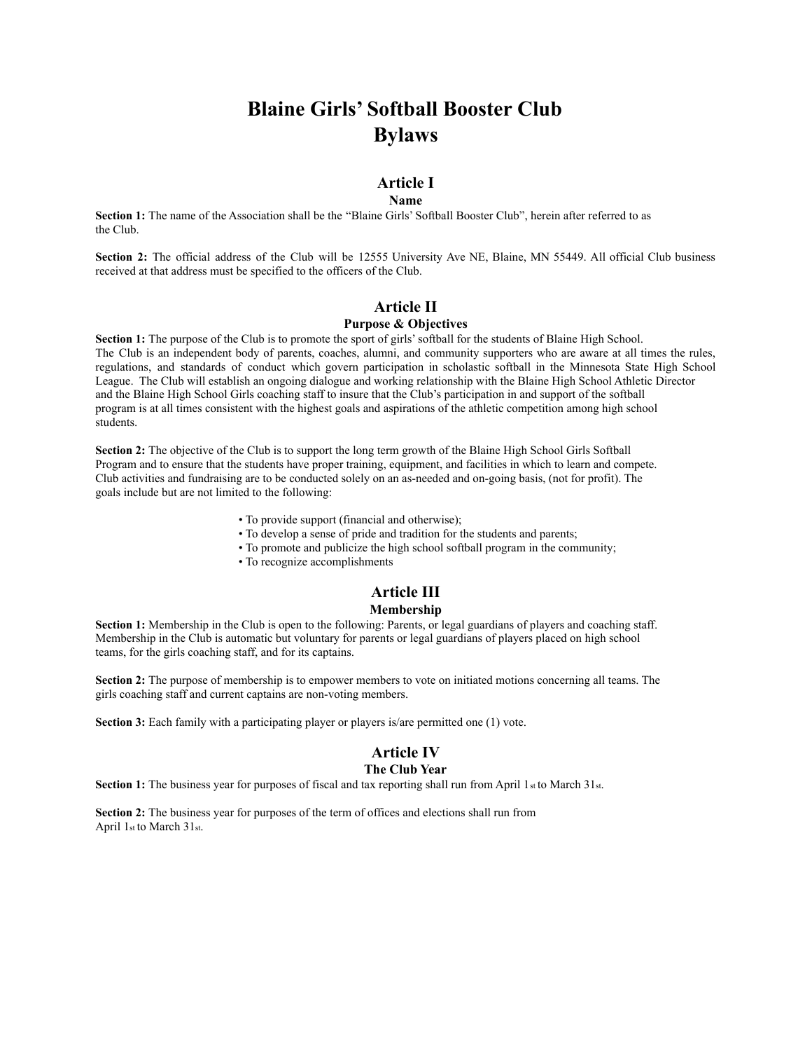# Blaine Girls' Softball Booster Club
# Bylaws

## Article I
### Name

**Section 1:** The name of the Association shall be the "Blaine Girls' Softball Booster Club", herein after referred to as the Club.

**Section 2:** The official address of the Club will be 12555 University Ave NE, Blaine, MN 55449. All official Club business received at that address must be specified to the officers of the Club.

## Article II
### Purpose & Objectives

**Section 1:** The purpose of the Club is to promote the sport of girls' softball for the students of Blaine High School. The Club is an independent body of parents, coaches, alumni, and community supporters who are aware at all times the rules, regulations, and standards of conduct which govern participation in scholastic softball in the Minnesota State High School League. The Club will establish an ongoing dialogue and working relationship with the Blaine High School Athletic Director and the Blaine High School Girls coaching staff to insure that the Club's participation in and support of the softball program is at all times consistent with the highest goals and aspirations of the athletic competition among high school students.

**Section 2:** The objective of the Club is to support the long term growth of the Blaine High School Girls Softball Program and to ensure that the students have proper training, equipment, and facilities in which to learn and compete. Club activities and fundraising are to be conducted solely on an as-needed and on-going basis, (not for profit). The goals include but are not limited to the following:

- To provide support (financial and otherwise);
- To develop a sense of pride and tradition for the students and parents;
- To promote and publicize the high school softball program in the community;
- To recognize accomplishments

## Article III
### Membership

**Section 1:** Membership in the Club is open to the following: Parents, or legal guardians of players and coaching staff. Membership in the Club is automatic but voluntary for parents or legal guardians of players placed on high school teams, for the girls coaching staff, and for its captains.

**Section 2:** The purpose of membership is to empower members to vote on initiated motions concerning all teams. The girls coaching staff and current captains are non-voting members.

**Section 3:** Each family with a participating player or players is/are permitted one (1) vote.

## Article IV
### The Club Year

**Section 1:** The business year for purposes of fiscal and tax reporting shall run from April 1st to March 31st.

**Section 2:** The business year for purposes of the term of offices and elections shall run from April 1st to March 31st.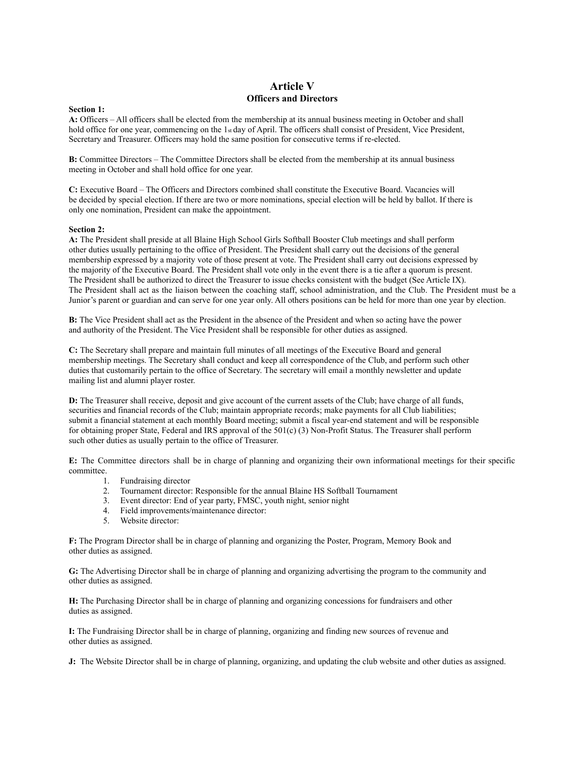# Article V
## Officers and Directors

**Section 1:**

**A:** Officers – All officers shall be elected from the membership at its annual business meeting in October and shall hold office for one year, commencing on the 1st day of April. The officers shall consist of President, Vice President, Secretary and Treasurer. Officers may hold the same position for consecutive terms if re-elected.

**B:** Committee Directors – The Committee Directors shall be elected from the membership at its annual business meeting in October and shall hold office for one year.

**C:** Executive Board – The Officers and Directors combined shall constitute the Executive Board. Vacancies will be decided by special election. If there are two or more nominations, special election will be held by ballot. If there is only one nomination, President can make the appointment.

**Section 2:**

**A:** The President shall preside at all Blaine High School Girls Softball Booster Club meetings and shall perform other duties usually pertaining to the office of President. The President shall carry out the decisions of the general membership expressed by a majority vote of those present at vote. The President shall carry out decisions expressed by the majority of the Executive Board. The President shall vote only in the event there is a tie after a quorum is present. The President shall be authorized to direct the Treasurer to issue checks consistent with the budget (See Article IX). The President shall act as the liaison between the coaching staff, school administration, and the Club. The President must be a Junior's parent or guardian and can serve for one year only. All others positions can be held for more than one year by election.

**B:** The Vice President shall act as the President in the absence of the President and when so acting have the power and authority of the President. The Vice President shall be responsible for other duties as assigned.

**C:** The Secretary shall prepare and maintain full minutes of all meetings of the Executive Board and general membership meetings. The Secretary shall conduct and keep all correspondence of the Club, and perform such other duties that customarily pertain to the office of Secretary. The secretary will email a monthly newsletter and update mailing list and alumni player roster.

**D:** The Treasurer shall receive, deposit and give account of the current assets of the Club; have charge of all funds, securities and financial records of the Club; maintain appropriate records; make payments for all Club liabilities; submit a financial statement at each monthly Board meeting; submit a fiscal year-end statement and will be responsible for obtaining proper State, Federal and IRS approval of the 501(c) (3) Non-Profit Status. The Treasurer shall perform such other duties as usually pertain to the office of Treasurer.

**E:** The Committee directors shall be in charge of planning and organizing their own informational meetings for their specific committee.

1. Fundraising director
2. Tournament director: Responsible for the annual Blaine HS Softball Tournament
3. Event director: End of year party, FMSC, youth night, senior night
4. Field improvements/maintenance director:
5. Website director:

**F:** The Program Director shall be in charge of planning and organizing the Poster, Program, Memory Book and other duties as assigned.

**G:** The Advertising Director shall be in charge of planning and organizing advertising the program to the community and other duties as assigned.

**H:** The Purchasing Director shall be in charge of planning and organizing concessions for fundraisers and other duties as assigned.

**I:** The Fundraising Director shall be in charge of planning, organizing and finding new sources of revenue and other duties as assigned.

**J:** The Website Director shall be in charge of planning, organizing, and updating the club website and other duties as assigned.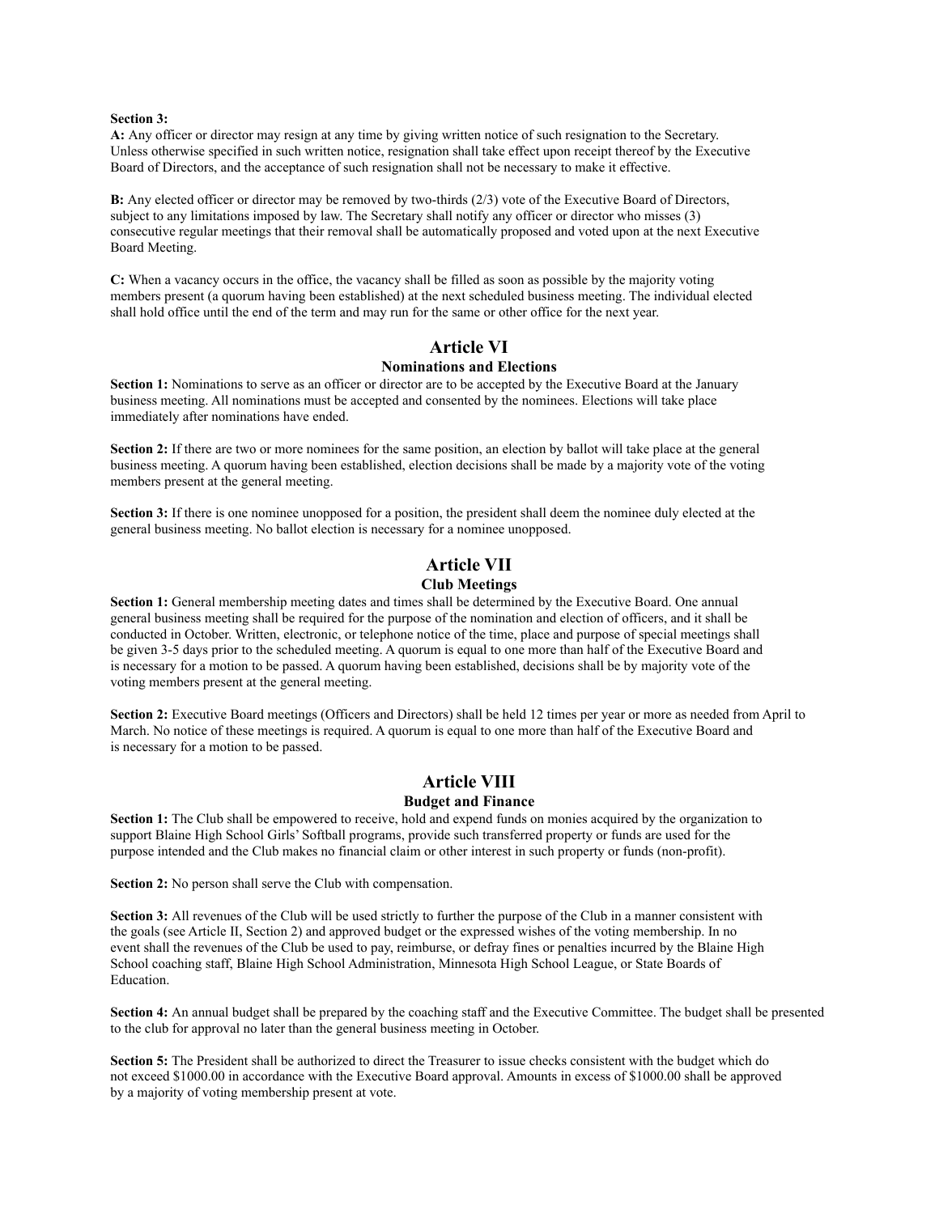**Section 3:**

**A:** Any officer or director may resign at any time by giving written notice of such resignation to the Secretary. Unless otherwise specified in such written notice, resignation shall take effect upon receipt thereof by the Executive Board of Directors, and the acceptance of such resignation shall not be necessary to make it effective.

**B:** Any elected officer or director may be removed by two-thirds (2/3) vote of the Executive Board of Directors, subject to any limitations imposed by law. The Secretary shall notify any officer or director who misses (3) consecutive regular meetings that their removal shall be automatically proposed and voted upon at the next Executive Board Meeting.

**C:** When a vacancy occurs in the office, the vacancy shall be filled as soon as possible by the majority voting members present (a quorum having been established) at the next scheduled business meeting. The individual elected shall hold office until the end of the term and may run for the same or other office for the next year.

## Article VI
### Nominations and Elections

**Section 1:** Nominations to serve as an officer or director are to be accepted by the Executive Board at the January business meeting. All nominations must be accepted and consented by the nominees. Elections will take place immediately after nominations have ended.

**Section 2:** If there are two or more nominees for the same position, an election by ballot will take place at the general business meeting. A quorum having been established, election decisions shall be made by a majority vote of the voting members present at the general meeting.

**Section 3:** If there is one nominee unopposed for a position, the president shall deem the nominee duly elected at the general business meeting. No ballot election is necessary for a nominee unopposed.

## Article VII
### Club Meetings

**Section 1:** General membership meeting dates and times shall be determined by the Executive Board. One annual general business meeting shall be required for the purpose of the nomination and election of officers, and it shall be conducted in October. Written, electronic, or telephone notice of the time, place and purpose of special meetings shall be given 3-5 days prior to the scheduled meeting. A quorum is equal to one more than half of the Executive Board and is necessary for a motion to be passed. A quorum having been established, decisions shall be by majority vote of the voting members present at the general meeting.

**Section 2:** Executive Board meetings (Officers and Directors) shall be held 12 times per year or more as needed from April to March. No notice of these meetings is required. A quorum is equal to one more than half of the Executive Board and is necessary for a motion to be passed.

## Article VIII
### Budget and Finance

**Section 1:** The Club shall be empowered to receive, hold and expend funds on monies acquired by the organization to support Blaine High School Girls' Softball programs, provide such transferred property or funds are used for the purpose intended and the Club makes no financial claim or other interest in such property or funds (non-profit).

**Section 2:** No person shall serve the Club with compensation.

**Section 3:** All revenues of the Club will be used strictly to further the purpose of the Club in a manner consistent with the goals (see Article II, Section 2) and approved budget or the expressed wishes of the voting membership. In no event shall the revenues of the Club be used to pay, reimburse, or defray fines or penalties incurred by the Blaine High School coaching staff, Blaine High School Administration, Minnesota High School League, or State Boards of Education.

**Section 4:** An annual budget shall be prepared by the coaching staff and the Executive Committee. The budget shall be presented to the club for approval no later than the general business meeting in October.

**Section 5:** The President shall be authorized to direct the Treasurer to issue checks consistent with the budget which do not exceed $1000.00 in accordance with the Executive Board approval. Amounts in excess of $1000.00 shall be approved by a majority of voting membership present at vote.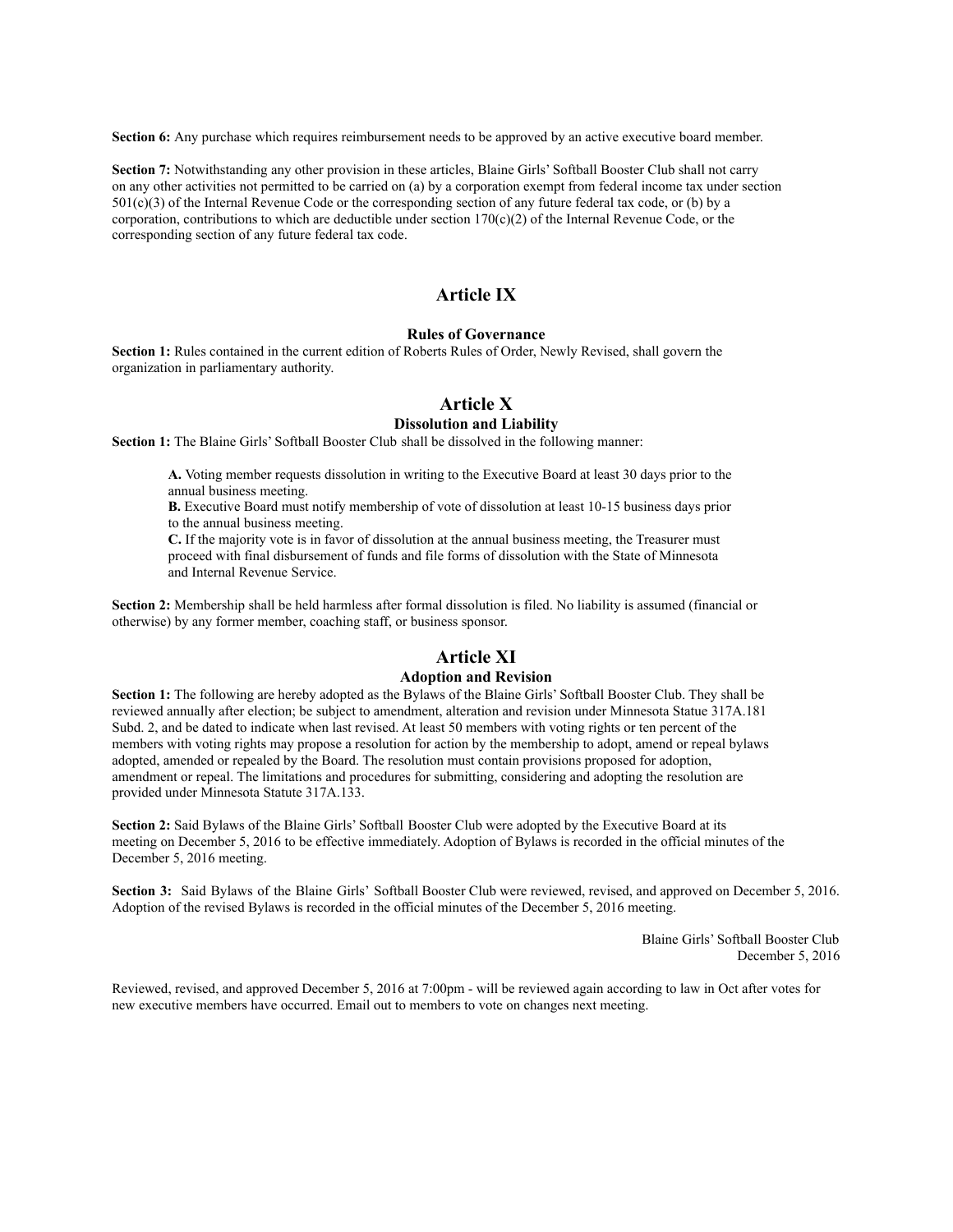**Section 6:** Any purchase which requires reimbursement needs to be approved by an active executive board member.

**Section 7:** Notwithstanding any other provision in these articles, Blaine Girls' Softball Booster Club shall not carry on any other activities not permitted to be carried on (a) by a corporation exempt from federal income tax under section 501(c)(3) of the Internal Revenue Code or the corresponding section of any future federal tax code, or (b) by a corporation, contributions to which are deductible under section 170(c)(2) of the Internal Revenue Code, or the corresponding section of any future federal tax code.

## Article IX

### Rules of Governance

**Section 1:** Rules contained in the current edition of Roberts Rules of Order, Newly Revised, shall govern the organization in parliamentary authority.

## Article X

### Dissolution and Liability

**Section 1:** The Blaine Girls' Softball Booster Club shall be dissolved in the following manner:

> **A.** Voting member requests dissolution in writing to the Executive Board at least 30 days prior to the annual business meeting.
> **B.** Executive Board must notify membership of vote of dissolution at least 10-15 business days prior to the annual business meeting.
> **C.** If the majority vote is in favor of dissolution at the annual business meeting, the Treasurer must proceed with final disbursement of funds and file forms of dissolution with the State of Minnesota and Internal Revenue Service.

**Section 2:** Membership shall be held harmless after formal dissolution is filed. No liability is assumed (financial or otherwise) by any former member, coaching staff, or business sponsor.

## Article XI

### Adoption and Revision

**Section 1:** The following are hereby adopted as the Bylaws of the Blaine Girls' Softball Booster Club. They shall be reviewed annually after election; be subject to amendment, alteration and revision under Minnesota Statue 317A.181 Subd. 2, and be dated to indicate when last revised. At least 50 members with voting rights or ten percent of the members with voting rights may propose a resolution for action by the membership to adopt, amend or repeal bylaws adopted, amended or repealed by the Board. The resolution must contain provisions proposed for adoption, amendment or repeal. The limitations and procedures for submitting, considering and adopting the resolution are provided under Minnesota Statute 317A.133.

**Section 2:** Said Bylaws of the Blaine Girls' Softball Booster Club were adopted by the Executive Board at its meeting on December 5, 2016 to be effective immediately. Adoption of Bylaws is recorded in the official minutes of the December 5, 2016 meeting.

**Section 3:** Said Bylaws of the Blaine Girls' Softball Booster Club were reviewed, revised, and approved on December 5, 2016. Adoption of the revised Bylaws is recorded in the official minutes of the December 5, 2016 meeting.

Blaine Girls' Softball Booster Club
December 5, 2016

Reviewed, revised, and approved December 5, 2016 at 7:00pm - will be reviewed again according to law in Oct after votes for new executive members have occurred. Email out to members to vote on changes next meeting.